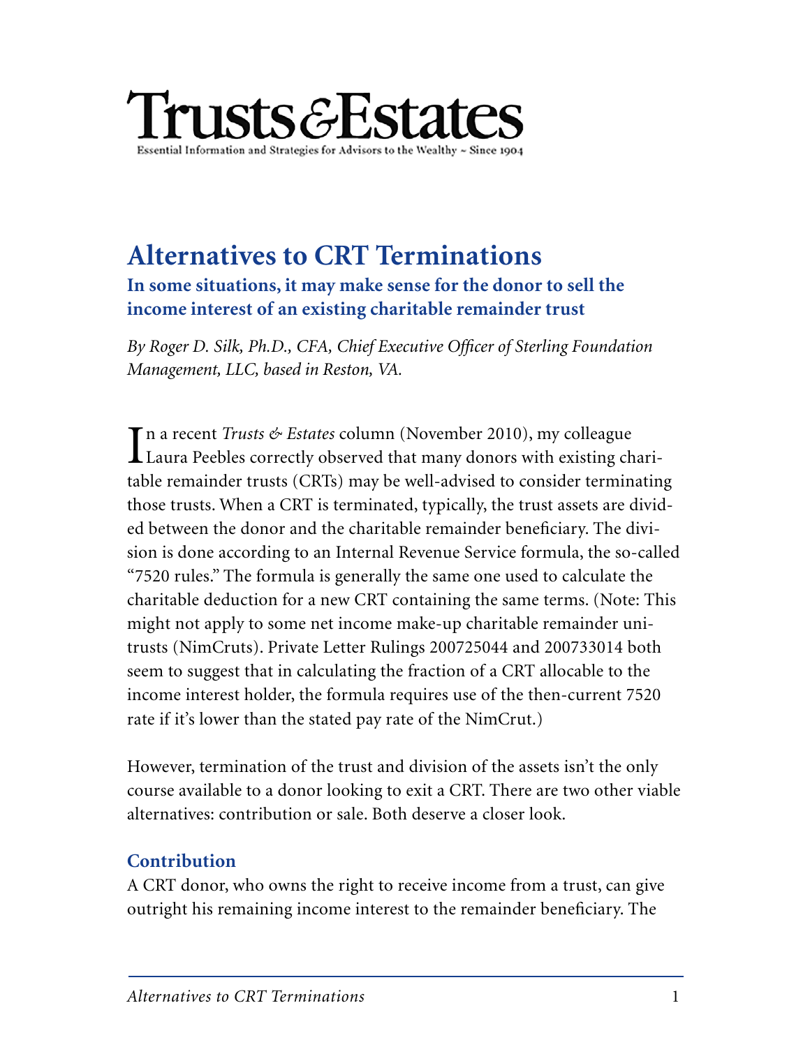# Trusts & Estates

Essential Information and Strategies for Advisors to the Wealthy ~ Since 1904

## Alternatives to CRT Terminations

**In some situations, it may make sense for the donor to sell the income interest of an existing charitable remainder trust**

*By Roger D. Silk, Ph.D., CFA, Chief Executive Officer of Sterling Foundation Management, LLC, based in Reston, VA.*

In a recent *Trusts & Estates* column (November 2010), my colleague Laura Peebles correctly observed that many donors with existing charitable remainder trusts (CRTs) may be well-advised to consider terminating those trusts. When a CRT is terminated, typically, the trust assets are divided between the donor and the charitable remainder beneficiary. The division is done according to an Internal Revenue Service formula, the so-called "7520 rules." The formula is generally the same one used to calculate the charitable deduction for a new CRT containing the same terms. (Note: This might not apply to some net income make-up charitable remainder unitrusts (NimCruts). Private Letter Rulings 200725044 and 200733014 both seem to suggest that in calculating the fraction of a CRT allocable to the income interest holder, the formula requires use of the then-current 7520 rate if it's lower than the stated pay rate of the NimCrut.)

However, termination of the trust and division of the assets isn't the only course available to a donor looking to exit a CRT. There are two other viable alternatives: contribution or sale. Both deserve a closer look.

### Contribution

A CRT donor, who owns the right to receive income from a trust, can give outright his remaining income interest to the remainder beneficiary. The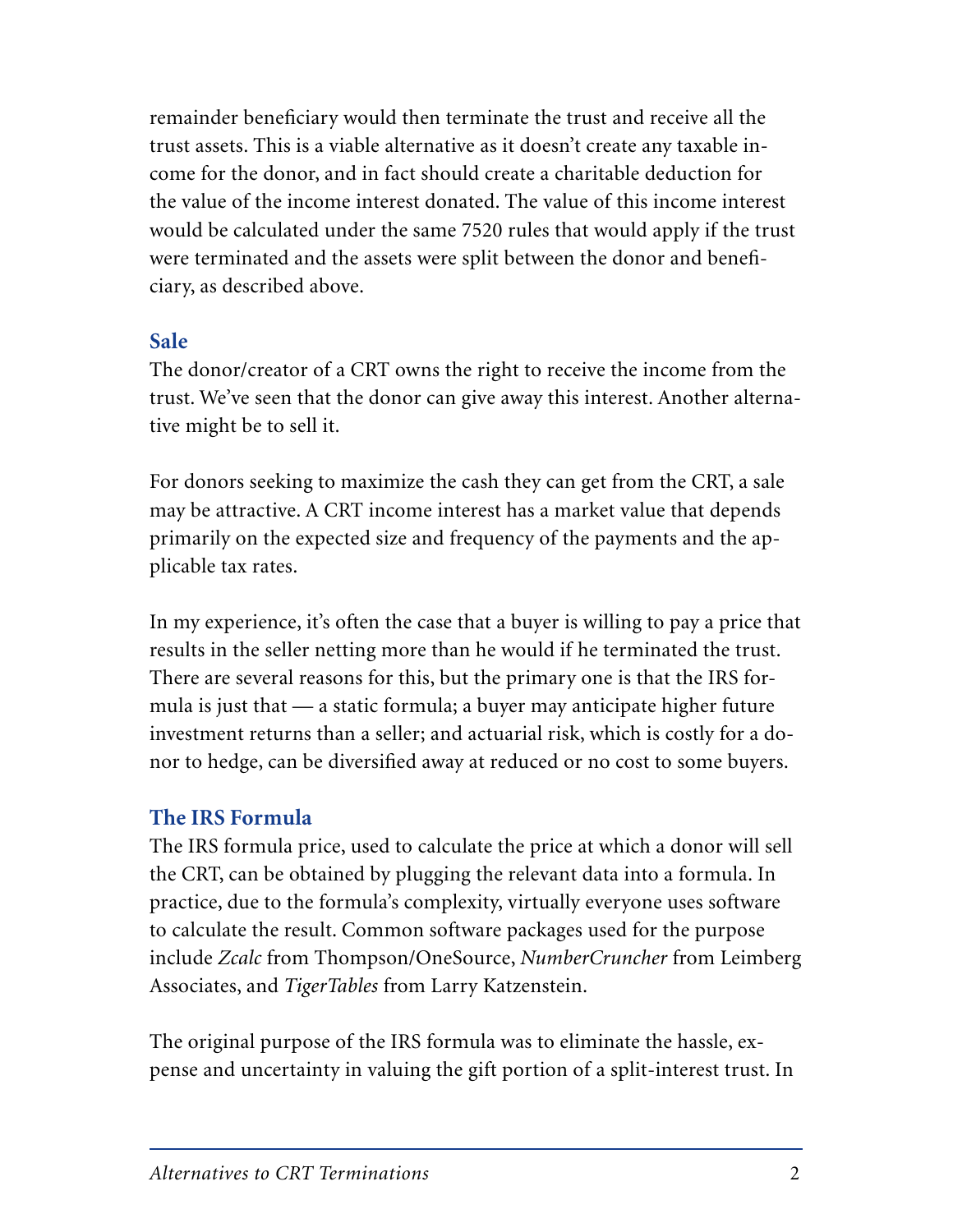remainder beneficiary would then terminate the trust and receive all the trust assets. This is a viable alternative as it doesn't create any taxable income for the donor, and in fact should create a charitable deduction for the value of the income interest donated. The value of this income interest would be calculated under the same 7520 rules that would apply if the trust were terminated and the assets were split between the donor and beneficiary, as described above.

## Sale

The donor/creator of a CRT owns the right to receive the income from the trust. We've seen that the donor can give away this interest. Another alternative might be to sell it.

For donors seeking to maximize the cash they can get from the CRT, a sale may be attractive. A CRT income interest has a market value that depends primarily on the expected size and frequency of the payments and the applicable tax rates.

In my experience, it's often the case that a buyer is willing to pay a price that results in the seller netting more than he would if he terminated the trust. There are several reasons for this, but the primary one is that the IRS formula is just that — a static formula; a buyer may anticipate higher future investment returns than a seller; and actuarial risk, which is costly for a donor to hedge, can be diversified away at reduced or no cost to some buyers.

## The IRS Formula

The IRS formula price, used to calculate the price at which a donor will sell the CRT, can be obtained by plugging the relevant data into a formula. In practice, due to the formula's complexity, virtually everyone uses software to calculate the result. Common software packages used for the purpose include *Zcalc* from Thompson/OneSource, *NumberCruncher* from Leimberg Associates, and *TigerTables* from Larry Katzenstein.

The original purpose of the IRS formula was to eliminate the hassle, expense and uncertainty in valuing the gift portion of a split-interest trust. In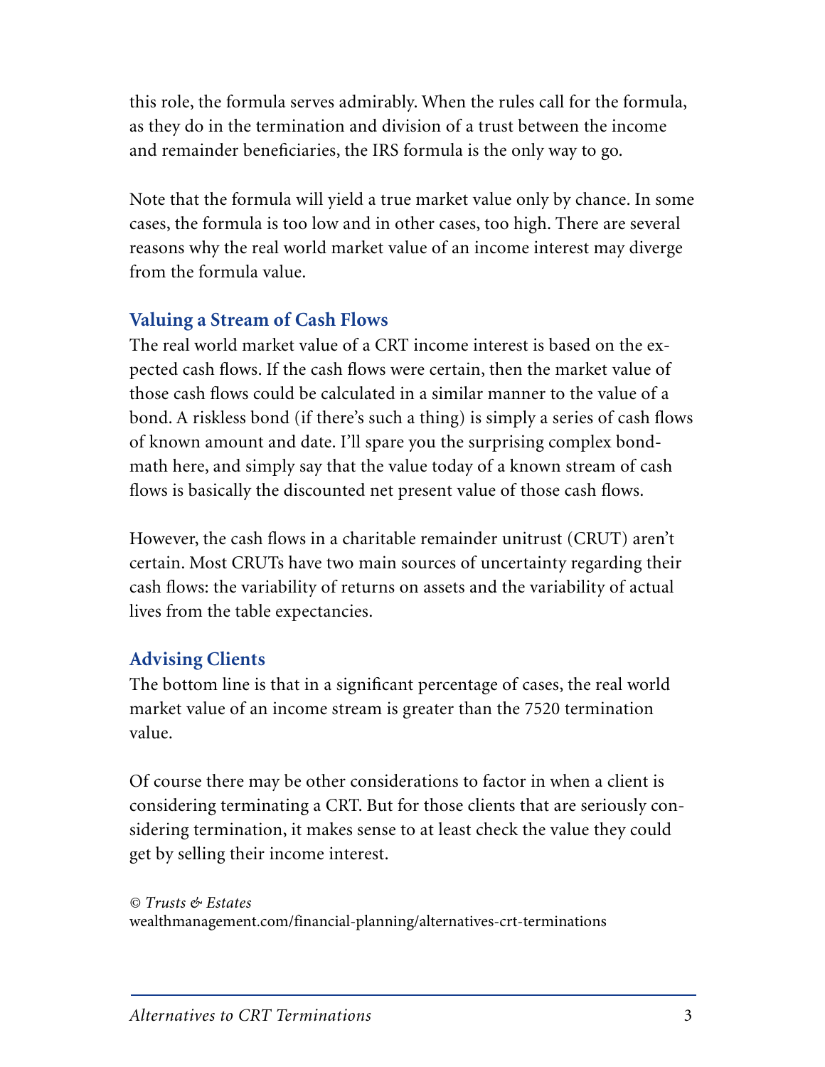this role, the formula serves admirably. When the rules call for the formula, as they do in the termination and division of a trust between the income and remainder beneficiaries, the IRS formula is the only way to go.

Note that the formula will yield a true market value only by chance. In some cases, the formula is too low and in other cases, too high. There are several reasons why the real world market value of an income interest may diverge from the formula value.

### Valuing a Stream of Cash Flows

The real world market value of a CRT income interest is based on the expected cash flows. If the cash flows were certain, then the market value of those cash flows could be calculated in a similar manner to the value of a bond. A riskless bond (if there's such a thing) is simply a series of cash flows of known amount and date. I'll spare you the surprising complex bond-math here, and simply say that the value today of a known stream of cash flows is basically the discounted net present value of those cash flows.

However, the cash flows in a charitable remainder unitrust (CRUT) aren't certain. Most CRUTs have two main sources of uncertainty regarding their cash flows: the variability of returns on assets and the variability of actual lives from the table expectancies.

### Advising Clients

The bottom line is that in a significant percentage of cases, the real world market value of an income stream is greater than the 7520 termination value.

Of course there may be other considerations to factor in when a client is considering terminating a CRT. But for those clients that are seriously considering termination, it makes sense to at least check the value they could get by selling their income interest.

*© Trusts & Estates*
wealthmanagement.com/financial-planning/alternatives-crt-terminations